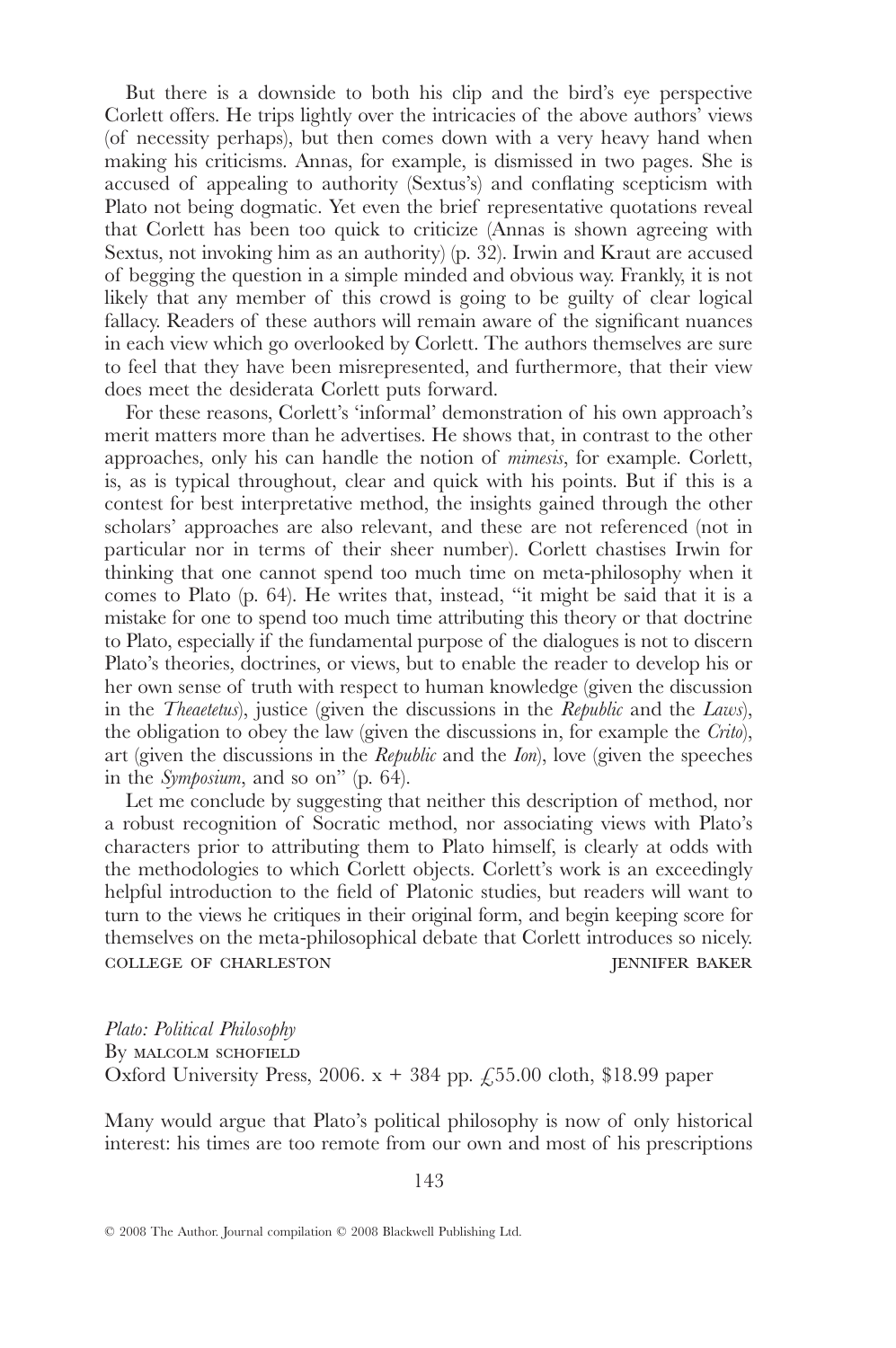But there is a downside to both his clip and the bird's eye perspective Corlett offers. He trips lightly over the intricacies of the above authors' views (of necessity perhaps), but then comes down with a very heavy hand when making his criticisms. Annas, for example, is dismissed in two pages. She is accused of appealing to authority (Sextus's) and conflating scepticism with Plato not being dogmatic. Yet even the brief representative quotations reveal that Corlett has been too quick to criticize (Annas is shown agreeing with Sextus, not invoking him as an authority) (p. 32). Irwin and Kraut are accused of begging the question in a simple minded and obvious way. Frankly, it is not likely that any member of this crowd is going to be guilty of clear logical fallacy. Readers of these authors will remain aware of the significant nuances in each view which go overlooked by Corlett. The authors themselves are sure to feel that they have been misrepresented, and furthermore, that their view does meet the desiderata Corlett puts forward.

For these reasons, Corlett's 'informal' demonstration of his own approach's merit matters more than he advertises. He shows that, in contrast to the other approaches, only his can handle the notion of *mimesis*, for example. Corlett, is, as is typical throughout, clear and quick with his points. But if this is a contest for best interpretative method, the insights gained through the other scholars' approaches are also relevant, and these are not referenced (not in particular nor in terms of their sheer number). Corlett chastises Irwin for thinking that one cannot spend too much time on meta-philosophy when it comes to Plato (p. 64). He writes that, instead, "it might be said that it is a mistake for one to spend too much time attributing this theory or that doctrine to Plato, especially if the fundamental purpose of the dialogues is not to discern Plato's theories, doctrines, or views, but to enable the reader to develop his or her own sense of truth with respect to human knowledge (given the discussion in the *Theaetetus*), justice (given the discussions in the *Republic* and the *Laws*), the obligation to obey the law (given the discussions in, for example the *Crito*), art (given the discussions in the *Republic* and the *Ion*), love (given the speeches in the *Symposium*, and so on" (p. 64).

Let me conclude by suggesting that neither this description of method, nor a robust recognition of Socratic method, nor associating views with Plato's characters prior to attributing them to Plato himself, is clearly at odds with the methodologies to which Corlett objects. Corlett's work is an exceedingly helpful introduction to the field of Platonic studies, but readers will want to turn to the views he critiques in their original form, and begin keeping score for themselves on the meta-philosophical debate that Corlett introduces so nicely.

COLLEGE OF CHARLESTON — JENNIFER BAKER

*Plato: Political Philosophy*
By MALCOLM SCHOFIELD
Oxford University Press, 2006. x + 384 pp. £55.00 cloth, $18.99 paper

Many would argue that Plato's political philosophy is now of only historical interest: his times are too remote from our own and most of his prescriptions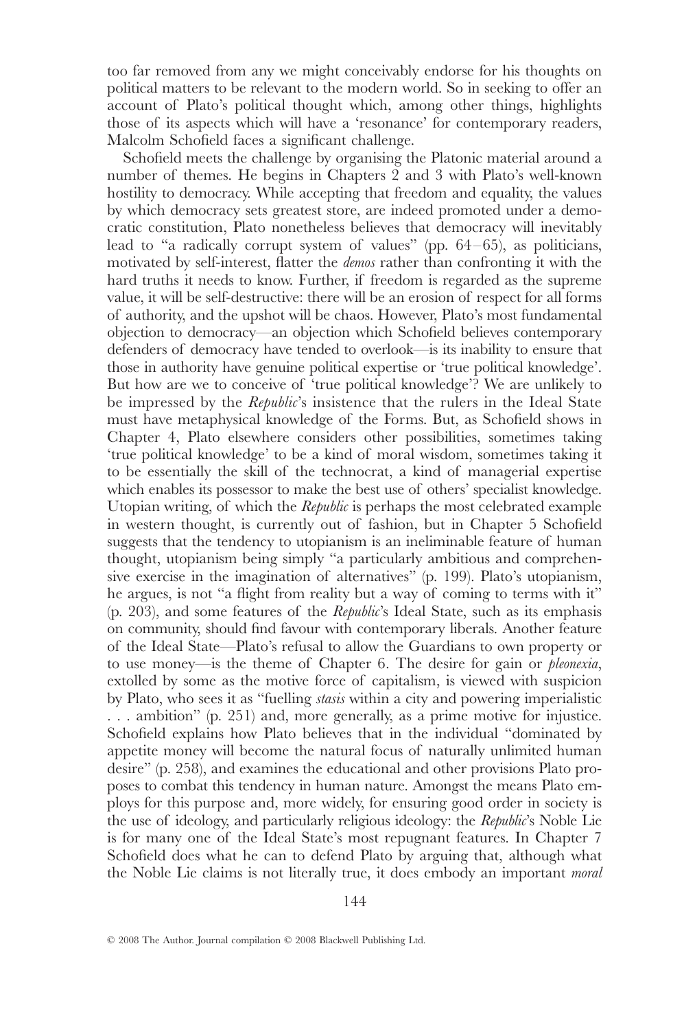too far removed from any we might conceivably endorse for his thoughts on political matters to be relevant to the modern world. So in seeking to offer an account of Plato's political thought which, among other things, highlights those of its aspects which will have a 'resonance' for contemporary readers, Malcolm Schofield faces a significant challenge.

Schofield meets the challenge by organising the Platonic material around a number of themes. He begins in Chapters 2 and 3 with Plato's well-known hostility to democracy. While accepting that freedom and equality, the values by which democracy sets greatest store, are indeed promoted under a democratic constitution, Plato nonetheless believes that democracy will inevitably lead to "a radically corrupt system of values" (pp. 64–65), as politicians, motivated by self-interest, flatter the *demos* rather than confronting it with the hard truths it needs to know. Further, if freedom is regarded as the supreme value, it will be self-destructive: there will be an erosion of respect for all forms of authority, and the upshot will be chaos. However, Plato's most fundamental objection to democracy—an objection which Schofield believes contemporary defenders of democracy have tended to overlook—is its inability to ensure that those in authority have genuine political expertise or 'true political knowledge'. But how are we to conceive of 'true political knowledge'? We are unlikely to be impressed by the *Republic*'s insistence that the rulers in the Ideal State must have metaphysical knowledge of the Forms. But, as Schofield shows in Chapter 4, Plato elsewhere considers other possibilities, sometimes taking 'true political knowledge' to be a kind of moral wisdom, sometimes taking it to be essentially the skill of the technocrat, a kind of managerial expertise which enables its possessor to make the best use of others' specialist knowledge. Utopian writing, of which the *Republic* is perhaps the most celebrated example in western thought, is currently out of fashion, but in Chapter 5 Schofield suggests that the tendency to utopianism is an ineliminable feature of human thought, utopianism being simply "a particularly ambitious and comprehensive exercise in the imagination of alternatives" (p. 199). Plato's utopianism, he argues, is not "a flight from reality but a way of coming to terms with it" (p. 203), and some features of the *Republic*'s Ideal State, such as its emphasis on community, should find favour with contemporary liberals. Another feature of the Ideal State—Plato's refusal to allow the Guardians to own property or to use money—is the theme of Chapter 6. The desire for gain or *pleonexia*, extolled by some as the motive force of capitalism, is viewed with suspicion by Plato, who sees it as "fuelling *stasis* within a city and powering imperialistic . . . ambition" (p. 251) and, more generally, as a prime motive for injustice. Schofield explains how Plato believes that in the individual "dominated by appetite money will become the natural focus of naturally unlimited human desire" (p. 258), and examines the educational and other provisions Plato proposes to combat this tendency in human nature. Amongst the means Plato employs for this purpose and, more widely, for ensuring good order in society is the use of ideology, and particularly religious ideology: the *Republic*'s Noble Lie is for many one of the Ideal State's most repugnant features. In Chapter 7 Schofield does what he can to defend Plato by arguing that, although what the Noble Lie claims is not literally true, it does embody an important *moral*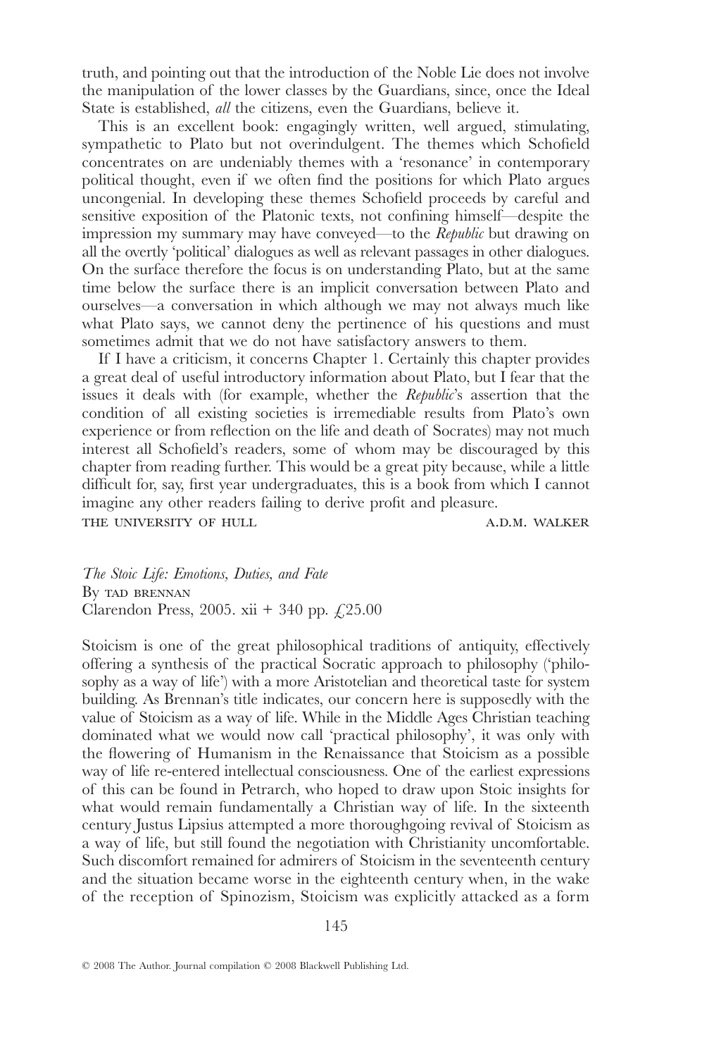truth, and pointing out that the introduction of the Noble Lie does not involve the manipulation of the lower classes by the Guardians, since, once the Ideal State is established, *all* the citizens, even the Guardians, believe it.

This is an excellent book: engagingly written, well argued, stimulating, sympathetic to Plato but not overindulgent. The themes which Schofield concentrates on are undeniably themes with a 'resonance' in contemporary political thought, even if we often find the positions for which Plato argues uncongenial. In developing these themes Schofield proceeds by careful and sensitive exposition of the Platonic texts, not confining himself—despite the impression my summary may have conveyed—to the *Republic* but drawing on all the overtly 'political' dialogues as well as relevant passages in other dialogues. On the surface therefore the focus is on understanding Plato, but at the same time below the surface there is an implicit conversation between Plato and ourselves—a conversation in which although we may not always much like what Plato says, we cannot deny the pertinence of his questions and must sometimes admit that we do not have satisfactory answers to them.

If I have a criticism, it concerns Chapter 1. Certainly this chapter provides a great deal of useful introductory information about Plato, but I fear that the issues it deals with (for example, whether the *Republic*'s assertion that the condition of all existing societies is irremediable results from Plato's own experience or from reflection on the life and death of Socrates) may not much interest all Schofield's readers, some of whom may be discouraged by this chapter from reading further. This would be a great pity because, while a little difficult for, say, first year undergraduates, this is a book from which I cannot imagine any other readers failing to derive profit and pleasure.

THE UNIVERSITY OF HULL — A.D.M. WALKER

*The Stoic Life: Emotions, Duties, and Fate*
By TAD BRENNAN
Clarendon Press, 2005. xii + 340 pp. £25.00

Stoicism is one of the great philosophical traditions of antiquity, effectively offering a synthesis of the practical Socratic approach to philosophy ('philosophy as a way of life') with a more Aristotelian and theoretical taste for system building. As Brennan's title indicates, our concern here is supposedly with the value of Stoicism as a way of life. While in the Middle Ages Christian teaching dominated what we would now call 'practical philosophy', it was only with the flowering of Humanism in the Renaissance that Stoicism as a possible way of life re-entered intellectual consciousness. One of the earliest expressions of this can be found in Petrarch, who hoped to draw upon Stoic insights for what would remain fundamentally a Christian way of life. In the sixteenth century Justus Lipsius attempted a more thoroughgoing revival of Stoicism as a way of life, but still found the negotiation with Christianity uncomfortable. Such discomfort remained for admirers of Stoicism in the seventeenth century and the situation became worse in the eighteenth century when, in the wake of the reception of Spinozism, Stoicism was explicitly attacked as a form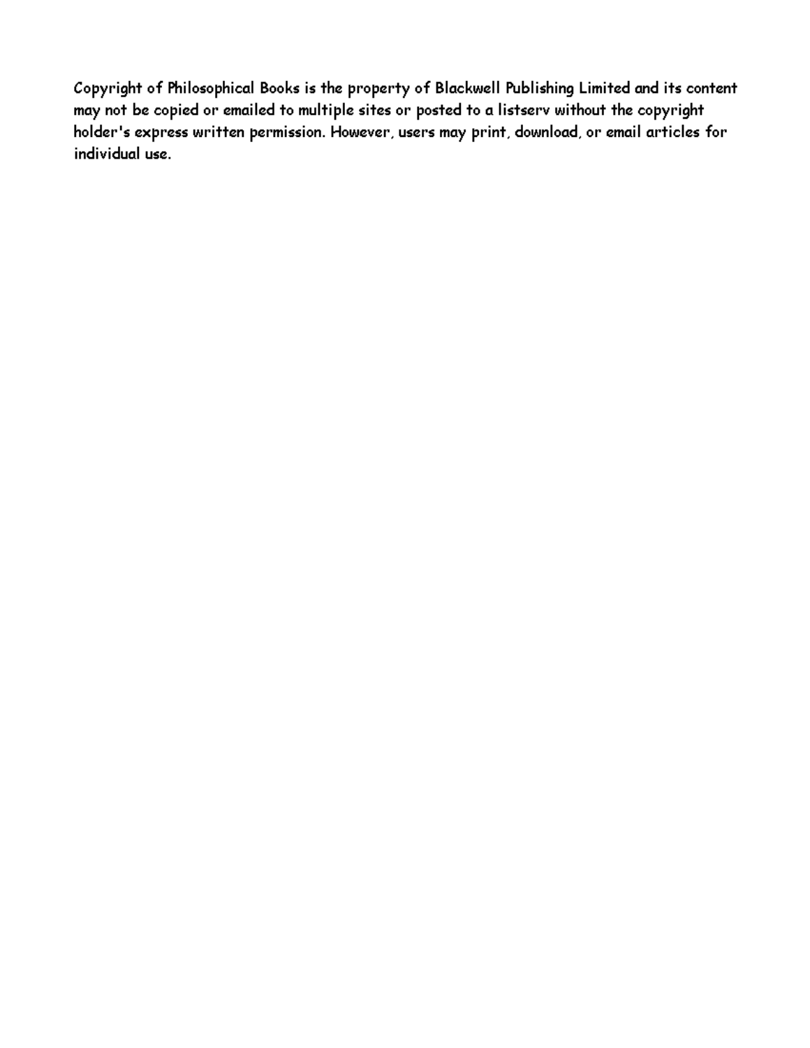Copyright of Philosophical Books is the property of Blackwell Publishing Limited and its content may not be copied or emailed to multiple sites or posted to a listserv without the copyright holder's express written permission. However, users may print, download, or email articles for individual use.